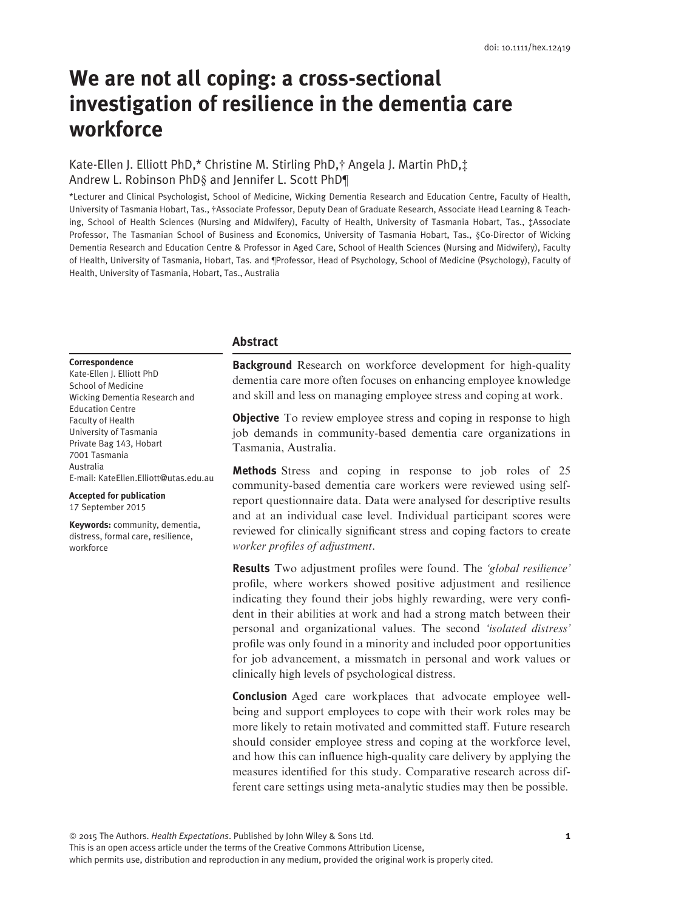doi: 10.1111/hex.12419

# We are not all coping: a cross-sectional investigation of resilience in the dementia care workforce

Kate-Ellen J. Elliott PhD,* Christine M. Stirling PhD,† Angela J. Martin PhD,‡ Andrew L. Robinson PhD§ and Jennifer L. Scott PhD¶

*Lecturer and Clinical Psychologist, School of Medicine, Wicking Dementia Research and Education Centre, Faculty of Health, University of Tasmania Hobart, Tas., †Associate Professor, Deputy Dean of Graduate Research, Associate Head Learning & Teaching, School of Health Sciences (Nursing and Midwifery), Faculty of Health, University of Tasmania Hobart, Tas., ‡Associate Professor, The Tasmanian School of Business and Economics, University of Tasmania Hobart, Tas., §Co-Director of Wicking Dementia Research and Education Centre & Professor in Aged Care, School of Health Sciences (Nursing and Midwifery), Faculty of Health, University of Tasmania, Hobart, Tas. and ¶Professor, Head of Psychology, School of Medicine (Psychology), Faculty of Health, University of Tasmania, Hobart, Tas., Australia

**Correspondence**
Kate-Ellen J. Elliott PhD
School of Medicine
Wicking Dementia Research and Education Centre
Faculty of Health
University of Tasmania
Private Bag 143, Hobart
7001 Tasmania
Australia
E-mail: KateEllen.Elliott@utas.edu.au

**Accepted for publication**
17 September 2015

**Keywords:** community, dementia, distress, formal care, resilience, workforce

## Abstract

**Background** Research on workforce development for high-quality dementia care more often focuses on enhancing employee knowledge and skill and less on managing employee stress and coping at work.

**Objective** To review employee stress and coping in response to high job demands in community-based dementia care organizations in Tasmania, Australia.

**Methods** Stress and coping in response to job roles of 25 community-based dementia care workers were reviewed using self-report questionnaire data. Data were analysed for descriptive results and at an individual case level. Individual participant scores were reviewed for clinically significant stress and coping factors to create *worker profiles of adjustment*.

**Results** Two adjustment profiles were found. The *'global resilience'* profile, where workers showed positive adjustment and resilience indicating they found their jobs highly rewarding, were very confident in their abilities at work and had a strong match between their personal and organizational values. The second *'isolated distress'* profile was only found in a minority and included poor opportunities for job advancement, a missmatch in personal and work values or clinically high levels of psychological distress.

**Conclusion** Aged care workplaces that advocate employee well-being and support employees to cope with their work roles may be more likely to retain motivated and committed staff. Future research should consider employee stress and coping at the workforce level, and how this can influence high-quality care delivery by applying the measures identified for this study. Comparative research across different care settings using meta-analytic studies may then be possible.

© 2015 The Authors. *Health Expectations*. Published by John Wiley & Sons Ltd.
This is an open access article under the terms of the Creative Commons Attribution License, which permits use, distribution and reproduction in any medium, provided the original work is properly cited.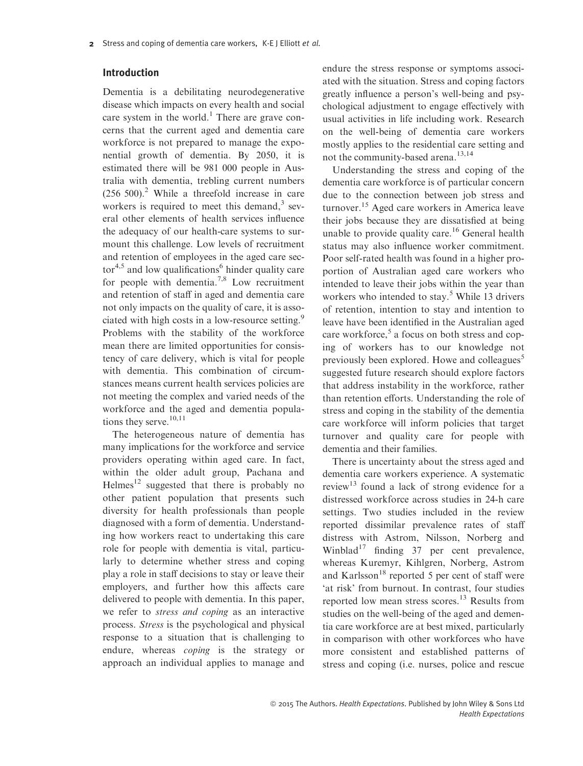## Introduction

Dementia is a debilitating neurodegenerative disease which impacts on every health and social care system in the world.[1] There are grave concerns that the current aged and dementia care workforce is not prepared to manage the exponential growth of dementia. By 2050, it is estimated there will be 981 000 people in Australia with dementia, trebling current numbers (256 500).[2] While a threefold increase in care workers is required to meet this demand,[3] several other elements of health services influence the adequacy of our health-care systems to surmount this challenge. Low levels of recruitment and retention of employees in the aged care sector[4,5] and low qualifications[6] hinder quality care for people with dementia.[7,8] Low recruitment and retention of staff in aged and dementia care not only impacts on the quality of care, it is associated with high costs in a low-resource setting.[9] Problems with the stability of the workforce mean there are limited opportunities for consistency of care delivery, which is vital for people with dementia. This combination of circumstances means current health services policies are not meeting the complex and varied needs of the workforce and the aged and dementia populations they serve.[10,11]

The heterogeneous nature of dementia has many implications for the workforce and service providers operating within aged care. In fact, within the older adult group, Pachana and Helmes[12] suggested that there is probably no other patient population that presents such diversity for health professionals than people diagnosed with a form of dementia. Understanding how workers react to undertaking this care role for people with dementia is vital, particularly to determine whether stress and coping play a role in staff decisions to stay or leave their employers, and further how this affects care delivered to people with dementia. In this paper, we refer to *stress and coping* as an interactive process. *Stress* is the psychological and physical response to a situation that is challenging to endure, whereas *coping* is the strategy or approach an individual applies to manage and endure the stress response or symptoms associated with the situation. Stress and coping factors greatly influence a person's well-being and psychological adjustment to engage effectively with usual activities in life including work. Research on the well-being of dementia care workers mostly applies to the residential care setting and not the community-based arena.[13,14]

Understanding the stress and coping of the dementia care workforce is of particular concern due to the connection between job stress and turnover.[15] Aged care workers in America leave their jobs because they are dissatisfied at being unable to provide quality care.[16] General health status may also influence worker commitment. Poor self-rated health was found in a higher proportion of Australian aged care workers who intended to leave their jobs within the year than workers who intended to stay.[5] While 13 drivers of retention, intention to stay and intention to leave have been identified in the Australian aged care workforce,[5] a focus on both stress and coping of workers has to our knowledge not previously been explored. Howe and colleagues[5] suggested future research should explore factors that address instability in the workforce, rather than retention efforts. Understanding the role of stress and coping in the stability of the dementia care workforce will inform policies that target turnover and quality care for people with dementia and their families.

There is uncertainty about the stress aged and dementia care workers experience. A systematic review[13] found a lack of strong evidence for a distressed workforce across studies in 24-h care settings. Two studies included in the review reported dissimilar prevalence rates of staff distress with Astrom, Nilsson, Norberg and Winblad[17] finding 37 per cent prevalence, whereas Kuremyr, Kihlgren, Norberg, Astrom and Karlsson[18] reported 5 per cent of staff were 'at risk' from burnout. In contrast, four studies reported low mean stress scores.[13] Results from studies on the well-being of the aged and dementia care workforce are at best mixed, particularly in comparison with other workforces who have more consistent and established patterns of stress and coping (i.e. nurses, police and rescue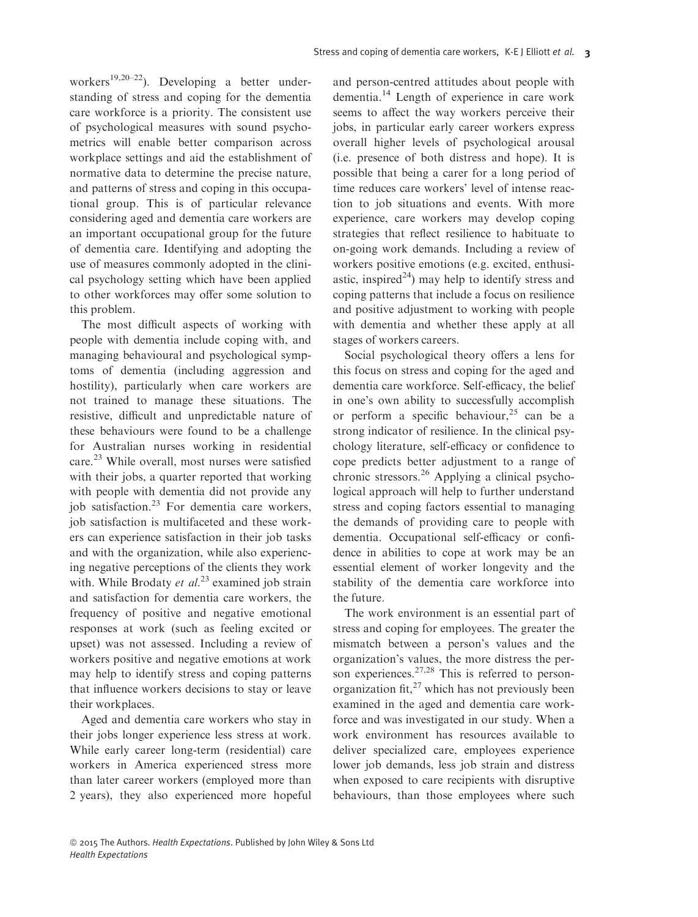workers[19,20–22]). Developing a better understanding of stress and coping for the dementia care workforce is a priority. The consistent use of psychological measures with sound psychometrics will enable better comparison across workplace settings and aid the establishment of normative data to determine the precise nature, and patterns of stress and coping in this occupational group. This is of particular relevance considering aged and dementia care workers are an important occupational group for the future of dementia care. Identifying and adopting the use of measures commonly adopted in the clinical psychology setting which have been applied to other workforces may offer some solution to this problem.

The most difficult aspects of working with people with dementia include coping with, and managing behavioural and psychological symptoms of dementia (including aggression and hostility), particularly when care workers are not trained to manage these situations. The resistive, difficult and unpredictable nature of these behaviours were found to be a challenge for Australian nurses working in residential care.[23] While overall, most nurses were satisfied with their jobs, a quarter reported that working with people with dementia did not provide any job satisfaction.[23] For dementia care workers, job satisfaction is multifaceted and these workers can experience satisfaction in their job tasks and with the organization, while also experiencing negative perceptions of the clients they work with. While Brodaty *et al.*[23] examined job strain and satisfaction for dementia care workers, the frequency of positive and negative emotional responses at work (such as feeling excited or upset) was not assessed. Including a review of workers positive and negative emotions at work may help to identify stress and coping patterns that influence workers decisions to stay or leave their workplaces.

Aged and dementia care workers who stay in their jobs longer experience less stress at work. While early career long-term (residential) care workers in America experienced stress more than later career workers (employed more than 2 years), they also experienced more hopeful and person-centred attitudes about people with dementia.[14] Length of experience in care work seems to affect the way workers perceive their jobs, in particular early career workers express overall higher levels of psychological arousal (i.e. presence of both distress and hope). It is possible that being a carer for a long period of time reduces care workers' level of intense reaction to job situations and events. With more experience, care workers may develop coping strategies that reflect resilience to habituate to on-going work demands. Including a review of workers positive emotions (e.g. excited, enthusiastic, inspired[24]) may help to identify stress and coping patterns that include a focus on resilience and positive adjustment to working with people with dementia and whether these apply at all stages of workers careers.

Social psychological theory offers a lens for this focus on stress and coping for the aged and dementia care workforce. Self-efficacy, the belief in one's own ability to successfully accomplish or perform a specific behaviour,[25] can be a strong indicator of resilience. In the clinical psychology literature, self-efficacy or confidence to cope predicts better adjustment to a range of chronic stressors.[26] Applying a clinical psychological approach will help to further understand stress and coping factors essential to managing the demands of providing care to people with dementia. Occupational self-efficacy or confidence in abilities to cope at work may be an essential element of worker longevity and the stability of the dementia care workforce into the future.

The work environment is an essential part of stress and coping for employees. The greater the mismatch between a person's values and the organization's values, the more distress the person experiences.[27,28] This is referred to person-organization fit,[27] which has not previously been examined in the aged and dementia care workforce and was investigated in our study. When a work environment has resources available to deliver specialized care, employees experience lower job demands, less job strain and distress when exposed to care recipients with disruptive behaviours, than those employees where such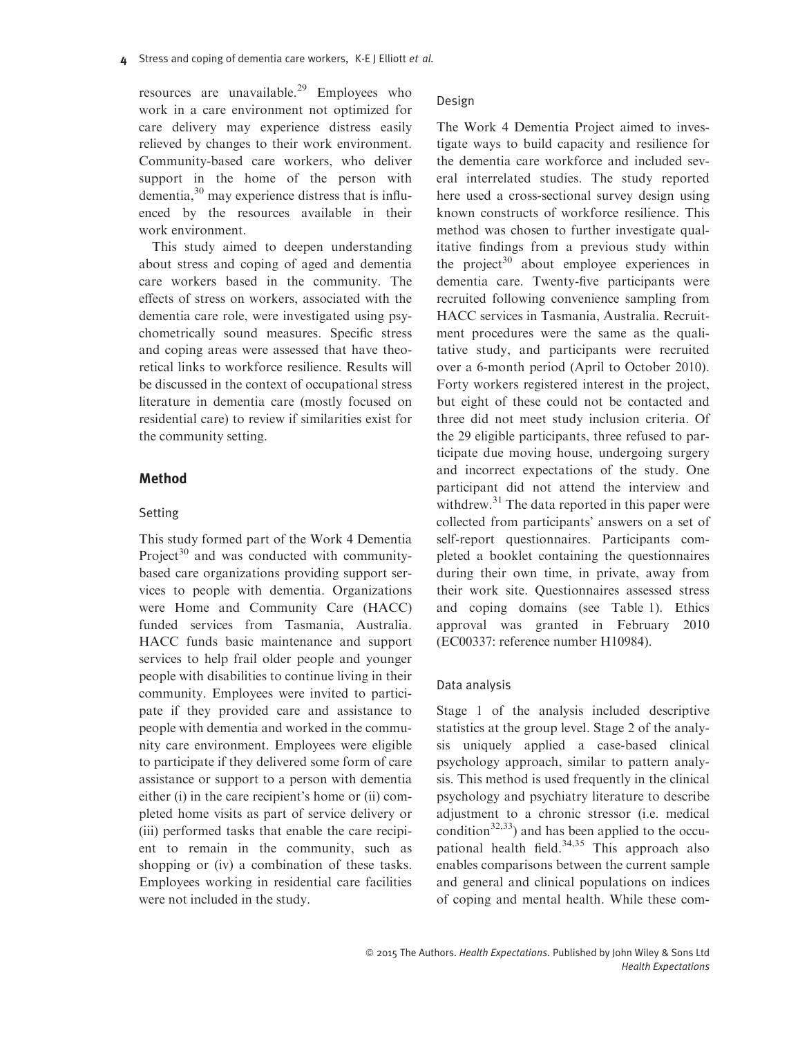resources are unavailable.[29] Employees who work in a care environment not optimized for care delivery may experience distress easily relieved by changes to their work environment. Community-based care workers, who deliver support in the home of the person with dementia,[30] may experience distress that is influenced by the resources available in their work environment.

This study aimed to deepen understanding about stress and coping of aged and dementia care workers based in the community. The effects of stress on workers, associated with the dementia care role, were investigated using psychometrically sound measures. Specific stress and coping areas were assessed that have theoretical links to workforce resilience. Results will be discussed in the context of occupational stress literature in dementia care (mostly focused on residential care) to review if similarities exist for the community setting.

## Method

### Setting

This study formed part of the Work 4 Dementia Project[30] and was conducted with community-based care organizations providing support services to people with dementia. Organizations were Home and Community Care (HACC) funded services from Tasmania, Australia. HACC funds basic maintenance and support services to help frail older people and younger people with disabilities to continue living in their community. Employees were invited to participate if they provided care and assistance to people with dementia and worked in the community care environment. Employees were eligible to participate if they delivered some form of care assistance or support to a person with dementia either (i) in the care recipient's home or (ii) completed home visits as part of service delivery or (iii) performed tasks that enable the care recipient to remain in the community, such as shopping or (iv) a combination of these tasks. Employees working in residential care facilities were not included in the study.

### Design

The Work 4 Dementia Project aimed to investigate ways to build capacity and resilience for the dementia care workforce and included several interrelated studies. The study reported here used a cross-sectional survey design using known constructs of workforce resilience. This method was chosen to further investigate qualitative findings from a previous study within the project[30] about employee experiences in dementia care. Twenty-five participants were recruited following convenience sampling from HACC services in Tasmania, Australia. Recruitment procedures were the same as the qualitative study, and participants were recruited over a 6-month period (April to October 2010). Forty workers registered interest in the project, but eight of these could not be contacted and three did not meet study inclusion criteria. Of the 29 eligible participants, three refused to participate due moving house, undergoing surgery and incorrect expectations of the study. One participant did not attend the interview and withdrew.[31] The data reported in this paper were collected from participants' answers on a set of self-report questionnaires. Participants completed a booklet containing the questionnaires during their own time, in private, away from their work site. Questionnaires assessed stress and coping domains (see Table 1). Ethics approval was granted in February 2010 (EC00337: reference number H10984).

### Data analysis

Stage 1 of the analysis included descriptive statistics at the group level. Stage 2 of the analysis uniquely applied a case-based clinical psychology approach, similar to pattern analysis. This method is used frequently in the clinical psychology and psychiatry literature to describe adjustment to a chronic stressor (i.e. medical condition[32,33]) and has been applied to the occupational health field.[34,35] This approach also enables comparisons between the current sample and general and clinical populations on indices of coping and mental health. While these com-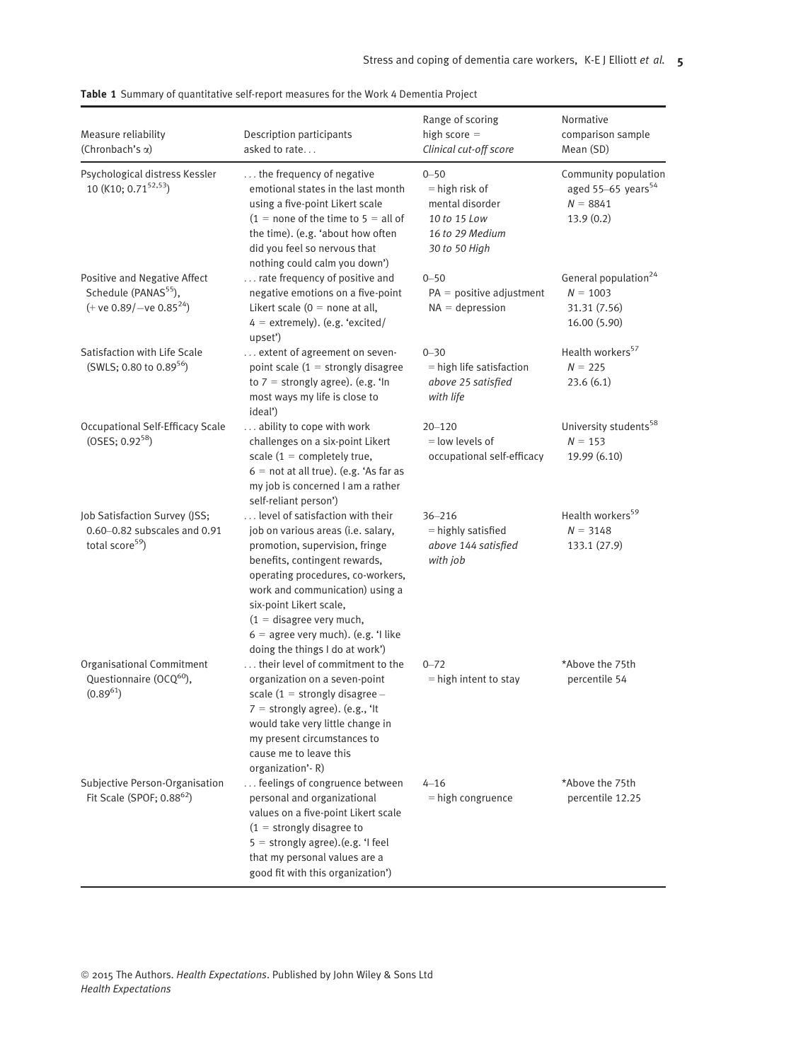**Table 1** Summary of quantitative self-report measures for the Work 4 Dementia Project

| Measure reliability (Chronbach's α) | Description participants asked to rate… | Range of scoring high score = *Clinical cut-off score* | Normative comparison sample Mean (SD) |
|---|---|---|---|
| Psychological distress Kessler 10 (K10; 0.71[52,53]) | … the frequency of negative emotional states in the last month using a five-point Likert scale (1 = none of the time to 5 = all of the time). (e.g. 'about how often did you feel so nervous that nothing could calm you down') | 0–50 = high risk of mental disorder *10 to 15 Low* *16 to 29 Medium* *30 to 50 High* | Community population aged 55–65 years[54] *N* = 8841 13.9 (0.2) |
| Positive and Negative Affect Schedule (PANAS[55]), (+ ve 0.89/−ve 0.85[24]) | … rate frequency of positive and negative emotions on a five-point Likert scale (0 = none at all, 4 = extremely). (e.g. 'excited/ upset') | 0–50 PA = positive adjustment NA = depression | General population[24] *N* = 1003 31.31 (7.56) 16.00 (5.90) |
| Satisfaction with Life Scale (SWLS; 0.80 to 0.89[56]) | … extent of agreement on seven-point scale (1 = strongly disagree to 7 = strongly agree). (e.g. 'In most ways my life is close to ideal') | 0–30 = high life satisfaction *above 25 satisfied with life* | Health workers[57] *N* = 225 23.6 (6.1) |
| Occupational Self-Efficacy Scale (OSES; 0.92[58]) | … ability to cope with work challenges on a six-point Likert scale (1 = completely true, 6 = not at all true). (e.g. 'As far as my job is concerned I am a rather self-reliant person') | 20–120 = low levels of occupational self-efficacy | University students[58] *N* = 153 19.99 (6.10) |
| Job Satisfaction Survey (JSS; 0.60–0.82 subscales and 0.91 total score[59]) | … level of satisfaction with their job on various areas (i.e. salary, promotion, supervision, fringe benefits, contingent rewards, operating procedures, co-workers, work and communication) using a six-point Likert scale, (1 = disagree very much, 6 = agree very much). (e.g. 'I like doing the things I do at work') | 36–216 = highly satisfied *above 144 satisfied with job* | Health workers[59] *N* = 3148 133.1 (27.9) |
| Organisational Commitment Questionnaire (OCQ[60]), (0.89[61]) | … their level of commitment to the organization on a seven-point scale (1 = strongly disagree – 7 = strongly agree). (e.g., 'It would take very little change in my present circumstances to cause me to leave this organization'- R) | 0–72 = high intent to stay | *Above the 75th percentile 54 |
| Subjective Person-Organisation Fit Scale (SPOF; 0.88[62]) | … feelings of congruence between personal and organizational values on a five-point Likert scale (1 = strongly disagree to 5 = strongly agree).(e.g. 'I feel that my personal values are a good fit with this organization') | 4–16 = high congruence | *Above the 75th percentile 12.25 |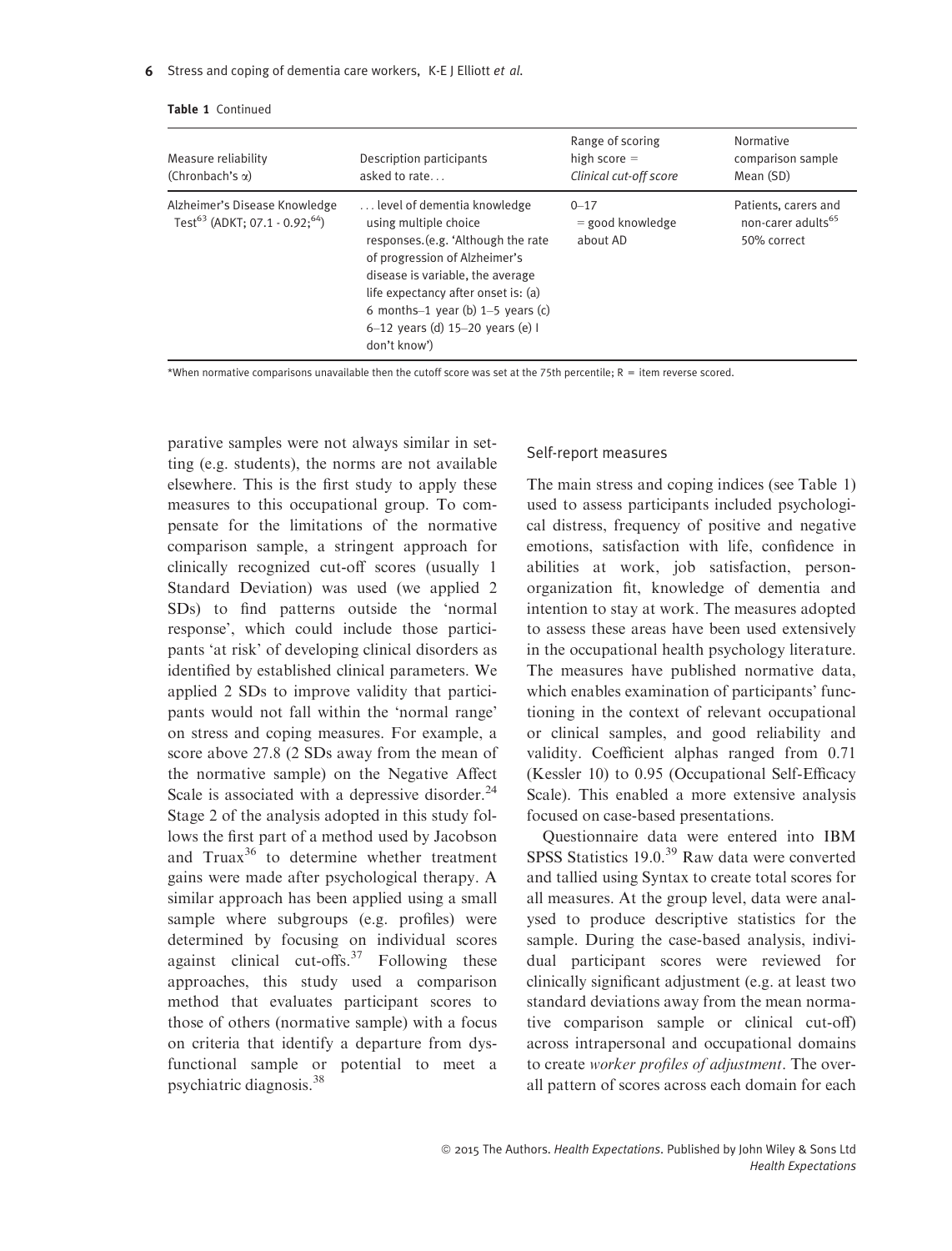**Table 1** Continued

| Measure reliability (Chronbach's α) | Description participants asked to rate… | Range of scoring high score = *Clinical cut-off score* | Normative comparison sample Mean (SD) |
|---|---|---|---|
| Alzheimer's Disease Knowledge Test[63] (ADKT; 07.1 - 0.92;[64]) | … level of dementia knowledge using multiple choice responses.(e.g. 'Although the rate of progression of Alzheimer's disease is variable, the average life expectancy after onset is: (a) 6 months–1 year (b) 1–5 years (c) 6–12 years (d) 15–20 years (e) I don't know') | 0–17 = good knowledge about AD | Patients, carers and non-carer adults[65] 50% correct |

*When normative comparisons unavailable then the cutoff score was set at the 75th percentile; R = item reverse scored.

parative samples were not always similar in setting (e.g. students), the norms are not available elsewhere. This is the first study to apply these measures to this occupational group. To compensate for the limitations of the normative comparison sample, a stringent approach for clinically recognized cut-off scores (usually 1 Standard Deviation) was used (we applied 2 SDs) to find patterns outside the 'normal response', which could include those participants 'at risk' of developing clinical disorders as identified by established clinical parameters. We applied 2 SDs to improve validity that participants would not fall within the 'normal range' on stress and coping measures. For example, a score above 27.8 (2 SDs away from the mean of the normative sample) on the Negative Affect Scale is associated with a depressive disorder.[24] Stage 2 of the analysis adopted in this study follows the first part of a method used by Jacobson and Truax[36] to determine whether treatment gains were made after psychological therapy. A similar approach has been applied using a small sample where subgroups (e.g. profiles) were determined by focusing on individual scores against clinical cut-offs.[37] Following these approaches, this study used a comparison method that evaluates participant scores to those of others (normative sample) with a focus on criteria that identify a departure from dysfunctional sample or potential to meet a psychiatric diagnosis.[38]

### Self-report measures

The main stress and coping indices (see Table 1) used to assess participants included psychological distress, frequency of positive and negative emotions, satisfaction with life, confidence in abilities at work, job satisfaction, person-organization fit, knowledge of dementia and intention to stay at work. The measures adopted to assess these areas have been used extensively in the occupational health psychology literature. The measures have published normative data, which enables examination of participants' functioning in the context of relevant occupational or clinical samples, and good reliability and validity. Coefficient alphas ranged from 0.71 (Kessler 10) to 0.95 (Occupational Self-Efficacy Scale). This enabled a more extensive analysis focused on case-based presentations.

Questionnaire data were entered into IBM SPSS Statistics 19.0.[39] Raw data were converted and tallied using Syntax to create total scores for all measures. At the group level, data were analysed to produce descriptive statistics for the sample. During the case-based analysis, individual participant scores were reviewed for clinically significant adjustment (e.g. at least two standard deviations away from the mean normative comparison sample or clinical cut-off) across intrapersonal and occupational domains to create *worker profiles of adjustment*. The overall pattern of scores across each domain for each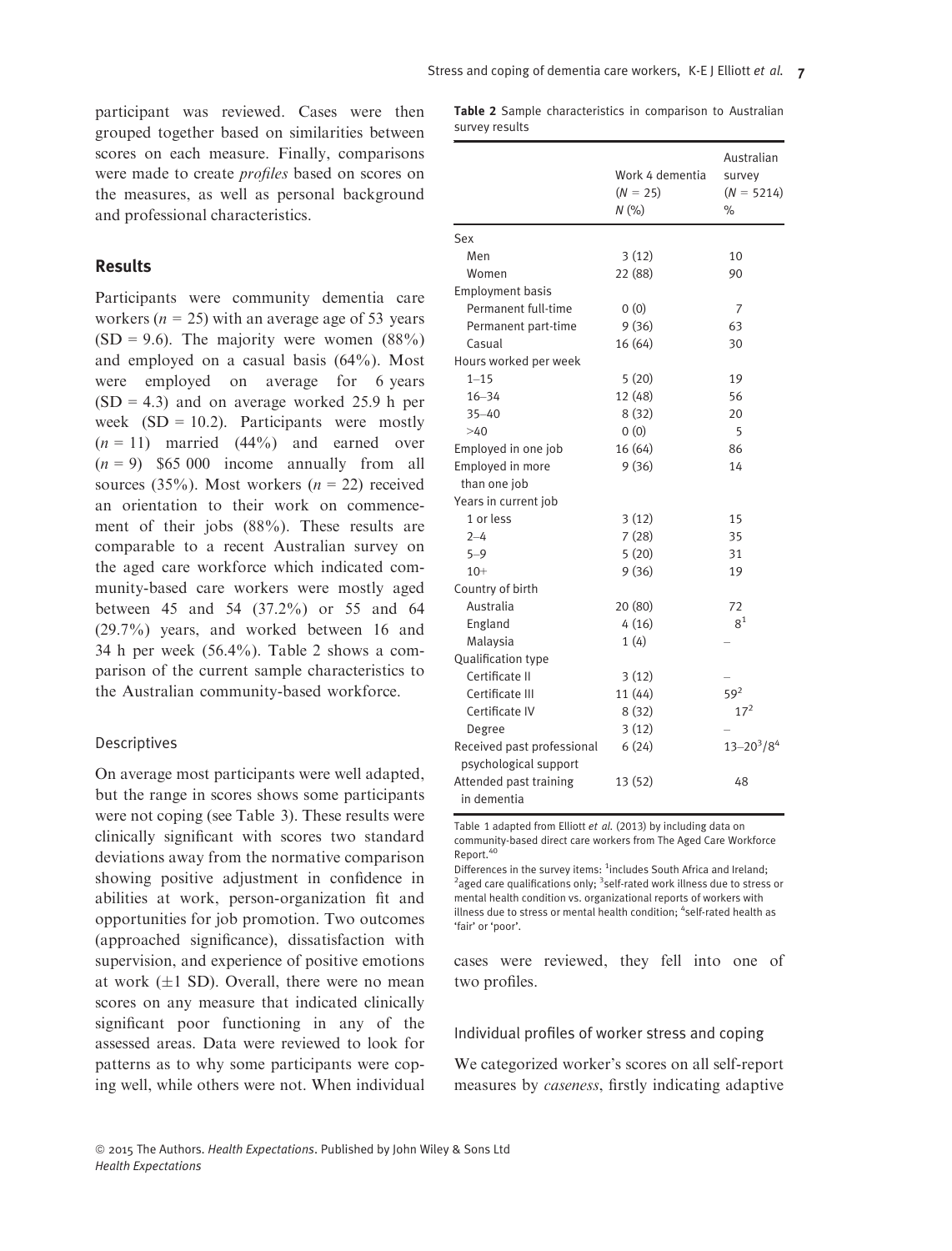participant was reviewed. Cases were then grouped together based on similarities between scores on each measure. Finally, comparisons were made to create *profiles* based on scores on the measures, as well as personal background and professional characteristics.

## Results

Participants were community dementia care workers ($n = 25$) with an average age of 53 years (SD = 9.6). The majority were women (88%) and employed on a casual basis (64%). Most were employed on average for 6 years (SD = 4.3) and on average worked 25.9 h per week (SD = 10.2). Participants were mostly ($n = 11$) married (44%) and earned over ($n = 9$) $65 000 income annually from all sources (35%). Most workers ($n = 22$) received an orientation to their work on commencement of their jobs (88%). These results are comparable to a recent Australian survey on the aged care workforce which indicated community-based care workers were mostly aged between 45 and 54 (37.2%) or 55 and 64 (29.7%) years, and worked between 16 and 34 h per week (56.4%). Table 2 shows a comparison of the current sample characteristics to the Australian community-based workforce.

### Descriptives

On average most participants were well adapted, but the range in scores shows some participants were not coping (see Table 3). These results were clinically significant with scores two standard deviations away from the normative comparison showing positive adjustment in confidence in abilities at work, person-organization fit and opportunities for job promotion. Two outcomes (approached significance), dissatisfaction with supervision, and experience of positive emotions at work (±1 SD). Overall, there were no mean scores on any measure that indicated clinically significant poor functioning in any of the assessed areas. Data were reviewed to look for patterns as to why some participants were coping well, while others were not. When individual cases were reviewed, they fell into one of two profiles.

**Table 2** Sample characteristics in comparison to Australian survey results

| | Work 4 dementia ($N = 25$) N (%) | Australian survey ($N = 5214$) % |
|---|---|---|
| Sex | | |
| Men | 3 (12) | 10 |
| Women | 22 (88) | 90 |
| Employment basis | | |
| Permanent full-time | 0 (0) | 7 |
| Permanent part-time | 9 (36) | 63 |
| Casual | 16 (64) | 30 |
| Hours worked per week | | |
| 1–15 | 5 (20) | 19 |
| 16–34 | 12 (48) | 56 |
| 35–40 | 8 (32) | 20 |
| >40 | 0 (0) | 5 |
| Employed in one job | 16 (64) | 86 |
| Employed in more than one job | 9 (36) | 14 |
| Years in current job | | |
| 1 or less | 3 (12) | 15 |
| 2–4 | 7 (28) | 35 |
| 5–9 | 5 (20) | 31 |
| 10+ | 9 (36) | 19 |
| Country of birth | | |
| Australia | 20 (80) | 72 |
| England | 4 (16) | 8[1] |
| Malaysia | 1 (4) | – |
| Qualification type | | |
| Certificate II | 3 (12) | – |
| Certificate III | 11 (44) | 59[2] |
| Certificate IV | 8 (32) | 17[2] |
| Degree | 3 (12) | – |
| Received past professional psychological support | 6 (24) | 13–20[3]/8[4] |
| Attended past training in dementia | 13 (52) | 48 |

Table 1 adapted from Elliott *et al.* (2013) by including data on community-based direct care workers from The Aged Care Workforce Report.[40]

Differences in the survey items: [1]includes South Africa and Ireland; [2]aged care qualifications only; [3]self-rated work illness due to stress or mental health condition vs. organizational reports of workers with illness due to stress or mental health condition; [4]self-rated health as 'fair' or 'poor'.

### Individual profiles of worker stress and coping

We categorized worker's scores on all self-report measures by *caseness*, firstly indicating adaptive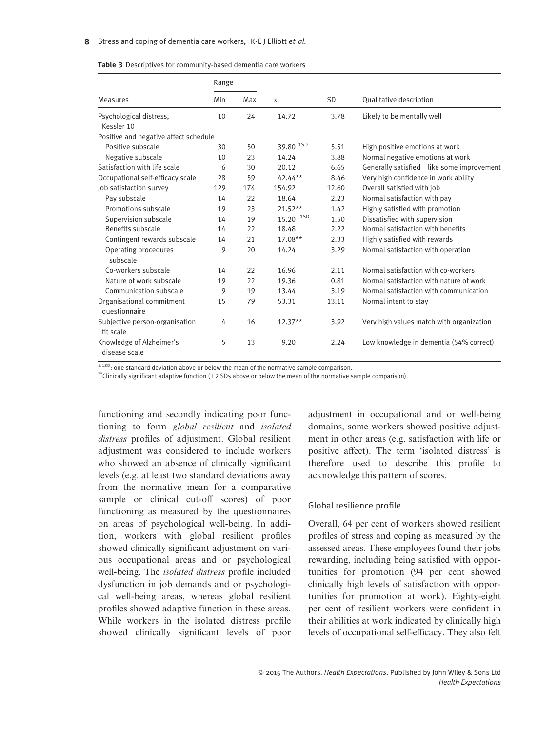**Table 3** Descriptives for community-based dementia care workers

| Measures | Range | | | | |
|---|---|---|---|---|---|
| | Min | Max | $\bar{x}$ | SD | Qualitative description |
| Psychological distress, Kessler 10 | 10 | 24 | 14.72 | 3.78 | Likely to be mentally well |
| Positive and negative affect schedule | | | | | |
| Positive subscale | 30 | 50 | $39.80^{+1SD}$ | 5.51 | High positive emotions at work |
| Negative subscale | 10 | 23 | 14.24 | 3.88 | Normal negative emotions at work |
| Satisfaction with life scale | 6 | 30 | 20.12 | 6.65 | Generally satisfied – like some improvement |
| Occupational self-efficacy scale | 28 | 59 | 42.44** | 8.46 | Very high confidence in work ability |
| Job satisfaction survey | 129 | 174 | 154.92 | 12.60 | Overall satisfied with job |
| Pay subscale | 14 | 22 | 18.64 | 2.23 | Normal satisfaction with pay |
| Promotions subscale | 19 | 23 | 21.52** | 1.42 | Highly satisfied with promotion |
| Supervision subscale | 14 | 19 | $15.20^{-1SD}$ | 1.50 | Dissatisfied with supervision |
| Benefits subscale | 14 | 22 | 18.48 | 2.22 | Normal satisfaction with benefits |
| Contingent rewards subscale | 14 | 21 | 17.08** | 2.33 | Highly satisfied with rewards |
| Operating procedures subscale | 9 | 20 | 14.24 | 3.29 | Normal satisfaction with operation |
| Co-workers subscale | 14 | 22 | 16.96 | 2.11 | Normal satisfaction with co-workers |
| Nature of work subscale | 19 | 22 | 19.36 | 0.81 | Normal satisfaction with nature of work |
| Communication subscale | 9 | 19 | 13.44 | 3.19 | Normal satisfaction with communication |
| Organisational commitment questionnaire | 15 | 79 | 53.31 | 13.11 | Normal intent to stay |
| Subjective person-organisation fit scale | 4 | 16 | 12.37** | 3.92 | Very high values match with organization |
| Knowledge of Alzheimer's disease scale | 5 | 13 | 9.20 | 2.24 | Low knowledge in dementia (54% correct) |

$^{\pm 1SD}$: one standard deviation above or below the mean of the normative sample comparison.
**Clinically significant adaptive function (±2 SDs above or below the mean of the normative sample comparison).

functioning and secondly indicating poor functioning to form *global resilient* and *isolated distress* profiles of adjustment. Global resilient adjustment was considered to include workers who showed an absence of clinically significant levels (e.g. at least two standard deviations away from the normative mean for a comparative sample or clinical cut-off scores) of poor functioning as measured by the questionnaires on areas of psychological well-being. In addition, workers with global resilient profiles showed clinically significant adjustment on various occupational areas and or psychological well-being. The *isolated distress* profile included dysfunction in job demands and or psychological well-being areas, whereas global resilient profiles showed adaptive function in these areas. While workers in the isolated distress profile showed clinically significant levels of poor adjustment in occupational and or well-being domains, some workers showed positive adjustment in other areas (e.g. satisfaction with life or positive affect). The term 'isolated distress' is therefore used to describe this profile to acknowledge this pattern of scores.

### Global resilience profile

Overall, 64 per cent of workers showed resilient profiles of stress and coping as measured by the assessed areas. These employees found their jobs rewarding, including being satisfied with opportunities for promotion (94 per cent showed clinically high levels of satisfaction with opportunities for promotion at work). Eighty-eight per cent of resilient workers were confident in their abilities at work indicated by clinically high levels of occupational self-efficacy. They also felt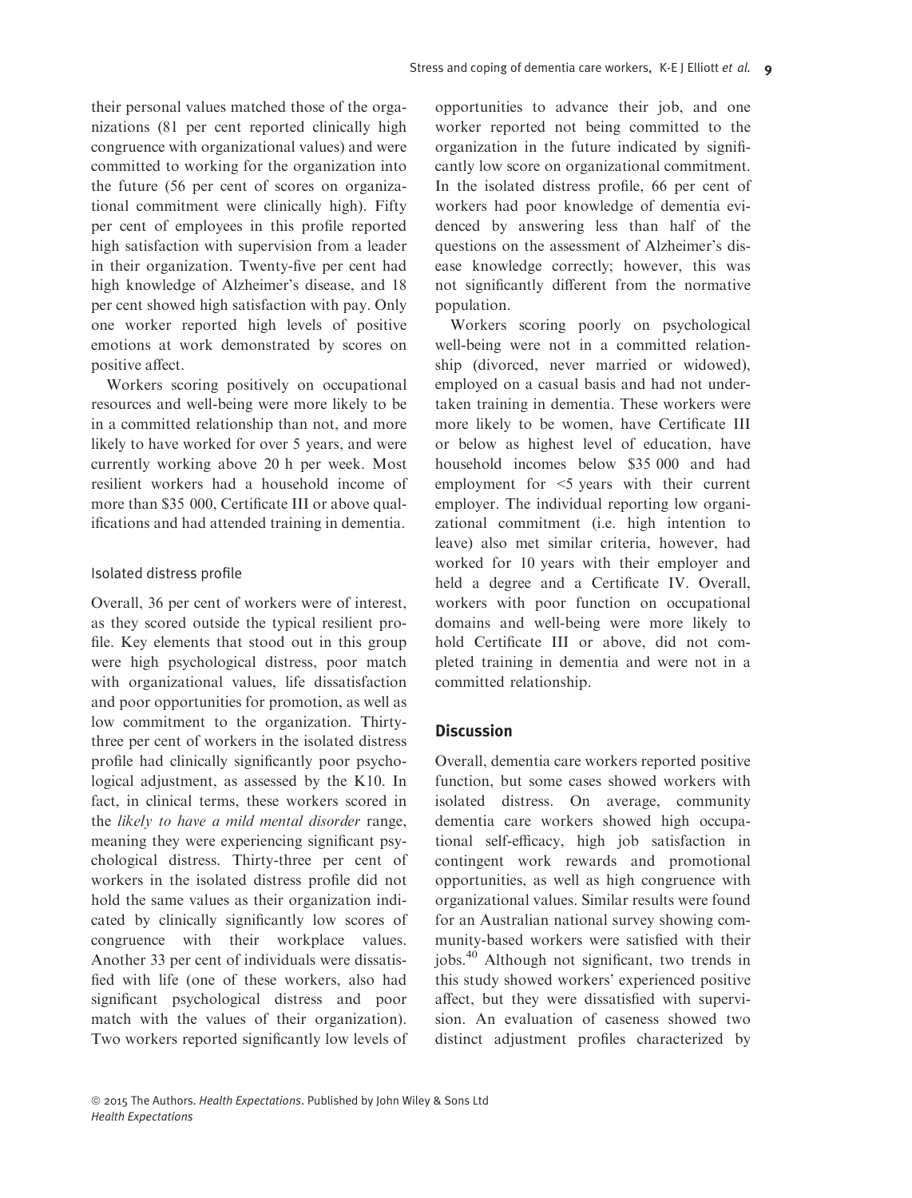their personal values matched those of the organizations (81 per cent reported clinically high congruence with organizational values) and were committed to working for the organization into the future (56 per cent of scores on organizational commitment were clinically high). Fifty per cent of employees in this profile reported high satisfaction with supervision from a leader in their organization. Twenty-five per cent had high knowledge of Alzheimer's disease, and 18 per cent showed high satisfaction with pay. Only one worker reported high levels of positive emotions at work demonstrated by scores on positive affect.

Workers scoring positively on occupational resources and well-being were more likely to be in a committed relationship than not, and more likely to have worked for over 5 years, and were currently working above 20 h per week. Most resilient workers had a household income of more than \$35 000, Certificate III or above qualifications and had attended training in dementia.

### Isolated distress profile

Overall, 36 per cent of workers were of interest, as they scored outside the typical resilient profile. Key elements that stood out in this group were high psychological distress, poor match with organizational values, life dissatisfaction and poor opportunities for promotion, as well as low commitment to the organization. Thirty-three per cent of workers in the isolated distress profile had clinically significantly poor psychological adjustment, as assessed by the K10. In fact, in clinical terms, these workers scored in the *likely to have a mild mental disorder* range, meaning they were experiencing significant psychological distress. Thirty-three per cent of workers in the isolated distress profile did not hold the same values as their organization indicated by clinically significantly low scores of congruence with their workplace values. Another 33 per cent of individuals were dissatisfied with life (one of these workers, also had significant psychological distress and poor match with the values of their organization). Two workers reported significantly low levels of opportunities to advance their job, and one worker reported not being committed to the organization in the future indicated by significantly low score on organizational commitment. In the isolated distress profile, 66 per cent of workers had poor knowledge of dementia evidenced by answering less than half of the questions on the assessment of Alzheimer's disease knowledge correctly; however, this was not significantly different from the normative population.

Workers scoring poorly on psychological well-being were not in a committed relationship (divorced, never married or widowed), employed on a casual basis and had not undertaken training in dementia. These workers were more likely to be women, have Certificate III or below as highest level of education, have household incomes below \$35 000 and had employment for <5 years with their current employer. The individual reporting low organizational commitment (i.e. high intention to leave) also met similar criteria, however, had worked for 10 years with their employer and held a degree and a Certificate IV. Overall, workers with poor function on occupational domains and well-being were more likely to hold Certificate III or above, did not completed training in dementia and were not in a committed relationship.

## Discussion

Overall, dementia care workers reported positive function, but some cases showed workers with isolated distress. On average, community dementia care workers showed high occupational self-efficacy, high job satisfaction in contingent work rewards and promotional opportunities, as well as high congruence with organizational values. Similar results were found for an Australian national survey showing community-based workers were satisfied with their jobs.[40] Although not significant, two trends in this study showed workers' experienced positive affect, but they were dissatisfied with supervision. An evaluation of caseness showed two distinct adjustment profiles characterized by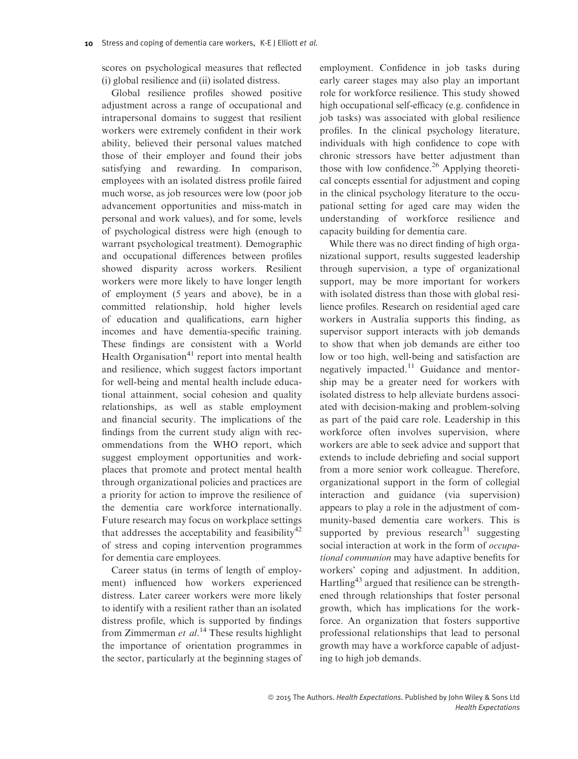scores on psychological measures that reflected (i) global resilience and (ii) isolated distress.

Global resilience profiles showed positive adjustment across a range of occupational and intrapersonal domains to suggest that resilient workers were extremely confident in their work ability, believed their personal values matched those of their employer and found their jobs satisfying and rewarding. In comparison, employees with an isolated distress profile faired much worse, as job resources were low (poor job advancement opportunities and miss-match in personal and work values), and for some, levels of psychological distress were high (enough to warrant psychological treatment). Demographic and occupational differences between profiles showed disparity across workers. Resilient workers were more likely to have longer length of employment (5 years and above), be in a committed relationship, hold higher levels of education and qualifications, earn higher incomes and have dementia-specific training. These findings are consistent with a World Health Organisation[41] report into mental health and resilience, which suggest factors important for well-being and mental health include educational attainment, social cohesion and quality relationships, as well as stable employment and financial security. The implications of the findings from the current study align with recommendations from the WHO report, which suggest employment opportunities and workplaces that promote and protect mental health through organizational policies and practices are a priority for action to improve the resilience of the dementia care workforce internationally. Future research may focus on workplace settings that addresses the acceptability and feasibility[42] of stress and coping intervention programmes for dementia care employees.

Career status (in terms of length of employment) influenced how workers experienced distress. Later career workers were more likely to identify with a resilient rather than an isolated distress profile, which is supported by findings from Zimmerman *et al.*[14] These results highlight the importance of orientation programmes in the sector, particularly at the beginning stages of employment. Confidence in job tasks during early career stages may also play an important role for workforce resilience. This study showed high occupational self-efficacy (e.g. confidence in job tasks) was associated with global resilience profiles. In the clinical psychology literature, individuals with high confidence to cope with chronic stressors have better adjustment than those with low confidence.[26] Applying theoretical concepts essential for adjustment and coping in the clinical psychology literature to the occupational setting for aged care may widen the understanding of workforce resilience and capacity building for dementia care.

While there was no direct finding of high organizational support, results suggested leadership through supervision, a type of organizational support, may be more important for workers with isolated distress than those with global resilience profiles. Research on residential aged care workers in Australia supports this finding, as supervisor support interacts with job demands to show that when job demands are either too low or too high, well-being and satisfaction are negatively impacted.[11] Guidance and mentorship may be a greater need for workers with isolated distress to help alleviate burdens associated with decision-making and problem-solving as part of the paid care role. Leadership in this workforce often involves supervision, where workers are able to seek advice and support that extends to include debriefing and social support from a more senior work colleague. Therefore, organizational support in the form of collegial interaction and guidance (via supervision) appears to play a role in the adjustment of community-based dementia care workers. This is supported by previous research[31] suggesting social interaction at work in the form of *occupational communion* may have adaptive benefits for workers' coping and adjustment. In addition, Hartling[43] argued that resilience can be strengthened through relationships that foster personal growth, which has implications for the workforce. An organization that fosters supportive professional relationships that lead to personal growth may have a workforce capable of adjusting to high job demands.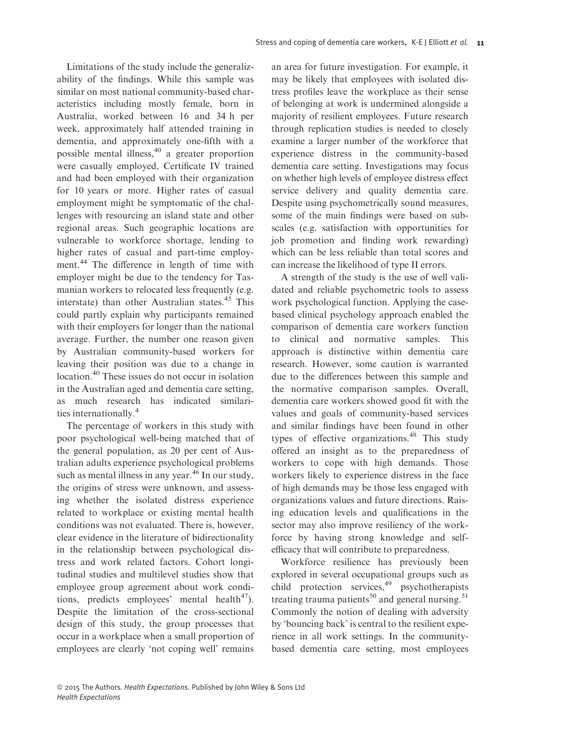Limitations of the study include the generalizability of the findings. While this sample was similar on most national community-based characteristics including mostly female, born in Australia, worked between 16 and 34 h per week, approximately half attended training in dementia, and approximately one-fifth with a possible mental illness,[40] a greater proportion were casually employed, Certificate IV trained and had been employed with their organization for 10 years or more. Higher rates of casual employment might be symptomatic of the challenges with resourcing an island state and other regional areas. Such geographic locations are vulnerable to workforce shortage, lending to higher rates of casual and part-time employment.[44] The difference in length of time with employer might be due to the tendency for Tasmanian workers to relocated less frequently (e.g. interstate) than other Australian states.[45] This could partly explain why participants remained with their employers for longer than the national average. Further, the number one reason given by Australian community-based workers for leaving their position was due to a change in location.[40] These issues do not occur in isolation in the Australian aged and dementia care setting, as much research has indicated similarities internationally.[4]

The percentage of workers in this study with poor psychological well-being matched that of the general population, as 20 per cent of Australian adults experience psychological problems such as mental illness in any year.[46] In our study, the origins of stress were unknown, and assessing whether the isolated distress experience related to workplace or existing mental health conditions was not evaluated. There is, however, clear evidence in the literature of bidirectionality in the relationship between psychological distress and work related factors. Cohort longitudinal studies and multilevel studies show that employee group agreement about work conditions, predicts employees' mental health[47]). Despite the limitation of the cross-sectional design of this study, the group processes that occur in a workplace when a small proportion of employees are clearly 'not coping well' remains an area for future investigation. For example, it may be likely that employees with isolated distress profiles leave the workplace as their sense of belonging at work is undermined alongside a majority of resilient employees. Future research through replication studies is needed to closely examine a larger number of the workforce that experience distress in the community-based dementia care setting. Investigations may focus on whether high levels of employee distress effect service delivery and quality dementia care. Despite using psychometrically sound measures, some of the main findings were based on subscales (e.g. satisfaction with opportunities for job promotion and finding work rewarding) which can be less reliable than total scores and can increase the likelihood of type II errors.

A strength of the study is the use of well validated and reliable psychometric tools to assess work psychological function. Applying the case-based clinical psychology approach enabled the comparison of dementia care workers function to clinical and normative samples. This approach is distinctive within dementia care research. However, some caution is warranted due to the differences between this sample and the normative comparison samples. Overall, dementia care workers showed good fit with the values and goals of community-based services and similar findings have been found in other types of effective organizations.[48] This study offered an insight as to the preparedness of workers to cope with high demands. Those workers likely to experience distress in the face of high demands may be those less engaged with organizations values and future directions. Raising education levels and qualifications in the sector may also improve resiliency of the workforce by having strong knowledge and self-efficacy that will contribute to preparedness.

Workforce resilience has previously been explored in several occupational groups such as child protection services,[49] psychotherapists treating trauma patients[50] and general nursing.[51] Commonly the notion of dealing with adversity by 'bouncing back' is central to the resilient experience in all work settings. In the community-based dementia care setting, most employees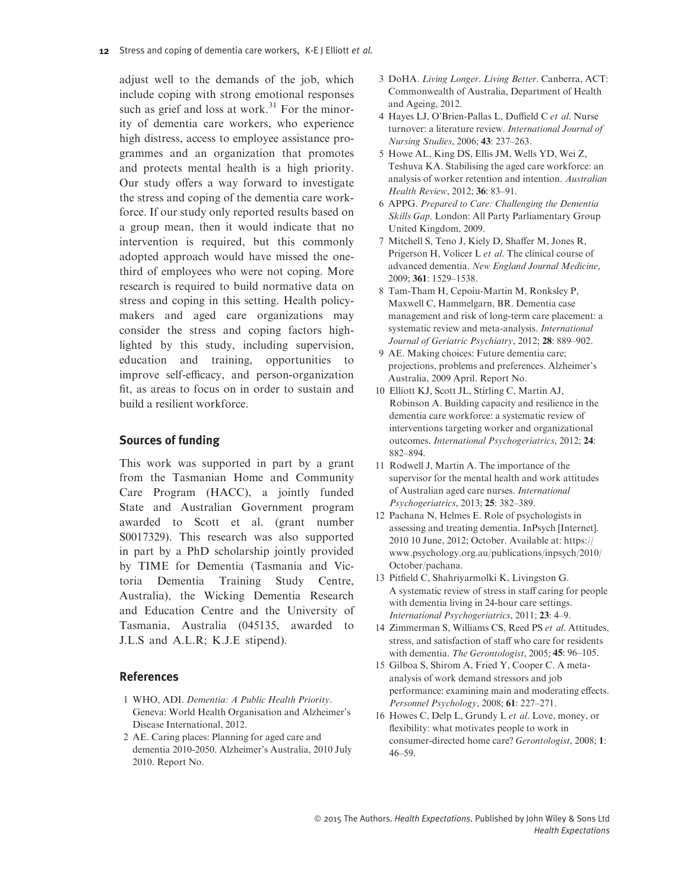adjust well to the demands of the job, which include coping with strong emotional responses such as grief and loss at work.[31] For the minority of dementia care workers, who experience high distress, access to employee assistance programmes and an organization that promotes and protects mental health is a high priority. Our study offers a way forward to investigate the stress and coping of the dementia care workforce. If our study only reported results based on a group mean, then it would indicate that no intervention is required, but this commonly adopted approach would have missed the one-third of employees who were not coping. More research is required to build normative data on stress and coping in this setting. Health policy-makers and aged care organizations may consider the stress and coping factors highlighted by this study, including supervision, education and training, opportunities to improve self-efficacy, and person-organization fit, as areas to focus on in order to sustain and build a resilient workforce.

## Sources of funding

This work was supported in part by a grant from the Tasmanian Home and Community Care Program (HACC), a jointly funded State and Australian Government program awarded to Scott et al. (grant number S0017329). This research was also supported in part by a PhD scholarship jointly provided by TIME for Dementia (Tasmania and Victoria Dementia Training Study Centre, Australia), the Wicking Dementia Research and Education Centre and the University of Tasmania, Australia (045135, awarded to J.L.S and A.L.R; K.J.E stipend).

## References

1 WHO, ADI. *Dementia: A Public Health Priority*. Geneva: World Health Organisation and Alzheimer's Disease International, 2012.

2 AE. Caring places: Planning for aged care and dementia 2010-2050. Alzheimer's Australia, 2010 July 2010. Report No.

3 DoHA. *Living Longer. Living Better*. Canberra, ACT: Commonwealth of Australia, Department of Health and Ageing, 2012.

4 Hayes LJ, O'Brien-Pallas L, Duffield C *et al*. Nurse turnover: a literature review. *International Journal of Nursing Studies*, 2006; **43**: 237–263.

5 Howe AL, King DS, Ellis JM, Wells YD, Wei Z, Teshuva KA. Stabilising the aged care workforce: an analysis of worker retention and intention. *Australian Health Review*, 2012; **36**: 83–91.

6 APPG. *Prepared to Care: Challenging the Dementia Skills Gap*. London: All Party Parliamentary Group United Kingdom, 2009.

7 Mitchell S, Teno J, Kiely D, Shaffer M, Jones R, Prigerson H, Volicer L *et al*. The clinical course of advanced dementia. *New England Journal Medicine*, 2009; **361**: 1529–1538.

8 Tam-Tham H, Cepoiu-Martin M, Ronksley P, Maxwell C, Hammelgarn, BR. Dementia case management and risk of long-term care placement: a systematic review and meta-analysis. *International Journal of Geriatric Psychiatry*, 2012; **28**: 889–902.

9 AE. Making choices: Future dementia care; projections, problems and preferences. Alzheimer's Australia, 2009 April. Report No.

10 Elliott KJ, Scott JL, Stirling C, Martin AJ, Robinson A. Building capacity and resilience in the dementia care workforce: a systematic review of interventions targeting worker and organizational outcomes. *International Psychogeriatrics*, 2012; **24**: 882–894.

11 Rodwell J, Martin A. The importance of the supervisor for the mental health and work attitudes of Australian aged care nurses. *International Psychogeriatrics*, 2013; **25**: 382–389.

12 Pachana N, Helmes E. Role of psychologists in assessing and treating dementia. InPsych [Internet]. 2010 10 June, 2012; October. Available at: https://www.psychology.org.au/publications/inpsych/2010/October/pachana.

13 Pitfield C, Shahriyarmolki K, Livingston G. A systematic review of stress in staff caring for people with dementia living in 24-hour care settings. *International Psychogeriatrics*, 2011; **23**: 4–9.

14 Zimmerman S, Williams CS, Reed PS *et al*. Attitudes, stress, and satisfaction of staff who care for residents with dementia. *The Gerontologist*, 2005; **45**: 96–105.

15 Gilboa S, Shirom A, Fried Y, Cooper C. A meta-analysis of work demand stressors and job performance: examining main and moderating effects. *Personnel Psychology*, 2008; **61**: 227–271.

16 Howes C, Delp L, Grundy L *et al*. Love, money, or flexibility: what motivates people to work in consumer-directed home care? *Gerontologist*, 2008; **1**: 46–59.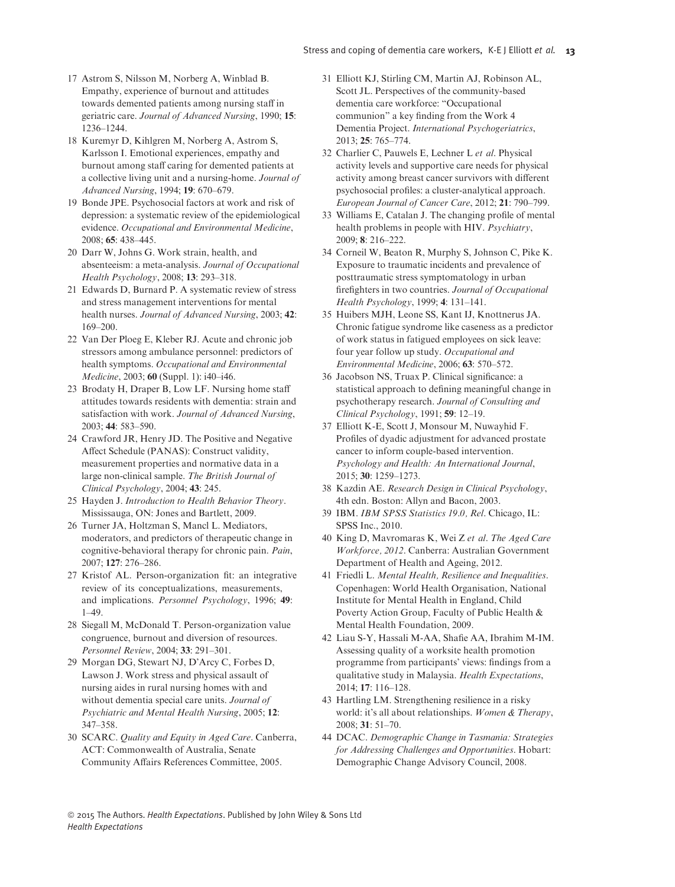17 Astrom S, Nilsson M, Norberg A, Winblad B. Empathy, experience of burnout and attitudes towards demented patients among nursing staff in geriatric care. *Journal of Advanced Nursing*, 1990; **15**: 1236–1244.

18 Kuremyr D, Kihlgren M, Norberg A, Astrom S, Karlsson I. Emotional experiences, empathy and burnout among staff caring for demented patients at a collective living unit and a nursing-home. *Journal of Advanced Nursing*, 1994; **19**: 670–679.

19 Bonde JPE. Psychosocial factors at work and risk of depression: a systematic review of the epidemiological evidence. *Occupational and Environmental Medicine*, 2008; **65**: 438–445.

20 Darr W, Johns G. Work strain, health, and absenteeism: a meta-analysis. *Journal of Occupational Health Psychology*, 2008; **13**: 293–318.

21 Edwards D, Burnard P. A systematic review of stress and stress management interventions for mental health nurses. *Journal of Advanced Nursing*, 2003; **42**: 169–200.

22 Van Der Ploeg E, Kleber RJ. Acute and chronic job stressors among ambulance personnel: predictors of health symptoms. *Occupational and Environmental Medicine*, 2003; **60** (Suppl. 1): i40–i46.

23 Brodaty H, Draper B, Low LF. Nursing home staff attitudes towards residents with dementia: strain and satisfaction with work. *Journal of Advanced Nursing*, 2003; **44**: 583–590.

24 Crawford JR, Henry JD. The Positive and Negative Affect Schedule (PANAS): Construct validity, measurement properties and normative data in a large non-clinical sample. *The British Journal of Clinical Psychology*, 2004; **43**: 245.

25 Hayden J. *Introduction to Health Behavior Theory*. Mississauga, ON: Jones and Bartlett, 2009.

26 Turner JA, Holtzman S, Mancl L. Mediators, moderators, and predictors of therapeutic change in cognitive-behavioral therapy for chronic pain. *Pain*, 2007; **127**: 276–286.

27 Kristof AL. Person-organization fit: an integrative review of its conceptualizations, measurements, and implications. *Personnel Psychology*, 1996; **49**: 1–49.

28 Siegall M, McDonald T. Person-organization value congruence, burnout and diversion of resources. *Personnel Review*, 2004; **33**: 291–301.

29 Morgan DG, Stewart NJ, D'Arcy C, Forbes D, Lawson J. Work stress and physical assault of nursing aides in rural nursing homes with and without dementia special care units. *Journal of Psychiatric and Mental Health Nursing*, 2005; **12**: 347–358.

30 SCARC. *Quality and Equity in Aged Care*. Canberra, ACT: Commonwealth of Australia, Senate Community Affairs References Committee, 2005.

31 Elliott KJ, Stirling CM, Martin AJ, Robinson AL, Scott JL. Perspectives of the community-based dementia care workforce: "Occupational communion" a key finding from the Work 4 Dementia Project. *International Psychogeriatrics*, 2013; **25**: 765–774.

32 Charlier C, Pauwels E, Lechner L *et al*. Physical activity levels and supportive care needs for physical activity among breast cancer survivors with different psychosocial profiles: a cluster-analytical approach. *European Journal of Cancer Care*, 2012; **21**: 790–799.

33 Williams E, Catalan J. The changing profile of mental health problems in people with HIV. *Psychiatry*, 2009; **8**: 216–222.

34 Corneil W, Beaton R, Murphy S, Johnson C, Pike K. Exposure to traumatic incidents and prevalence of posttraumatic stress symptomatology in urban firefighters in two countries. *Journal of Occupational Health Psychology*, 1999; **4**: 131–141.

35 Huibers MJH, Leone SS, Kant IJ, Knottnerus JA. Chronic fatigue syndrome like caseness as a predictor of work status in fatigued employees on sick leave: four year follow up study. *Occupational and Environmental Medicine*, 2006; **63**: 570–572.

36 Jacobson NS, Truax P. Clinical significance: a statistical approach to defining meaningful change in psychotherapy research. *Journal of Consulting and Clinical Psychology*, 1991; **59**: 12–19.

37 Elliott K-E, Scott J, Monsour M, Nuwayhid F. Profiles of dyadic adjustment for advanced prostate cancer to inform couple-based intervention. *Psychology and Health: An International Journal*, 2015; **30**: 1259–1273.

38 Kazdin AE. *Research Design in Clinical Psychology*, 4th edn. Boston: Allyn and Bacon, 2003.

39 IBM. *IBM SPSS Statistics 19.0, Rel*. Chicago, IL: SPSS Inc., 2010.

40 King D, Mavromaras K, Wei Z *et al*. *The Aged Care Workforce, 2012*. Canberra: Australian Government Department of Health and Ageing, 2012.

41 Friedli L. *Mental Health, Resilience and Inequalities*. Copenhagen: World Health Organisation, National Institute for Mental Health in England, Child Poverty Action Group, Faculty of Public Health & Mental Health Foundation, 2009.

42 Liau S-Y, Hassali M-AA, Shafie AA, Ibrahim M-IM. Assessing quality of a worksite health promotion programme from participants' views: findings from a qualitative study in Malaysia. *Health Expectations*, 2014; **17**: 116–128.

43 Hartling LM. Strengthening resilience in a risky world: it's all about relationships. *Women & Therapy*, 2008; **31**: 51–70.

44 DCAC. *Demographic Change in Tasmania: Strategies for Addressing Challenges and Opportunities*. Hobart: Demographic Change Advisory Council, 2008.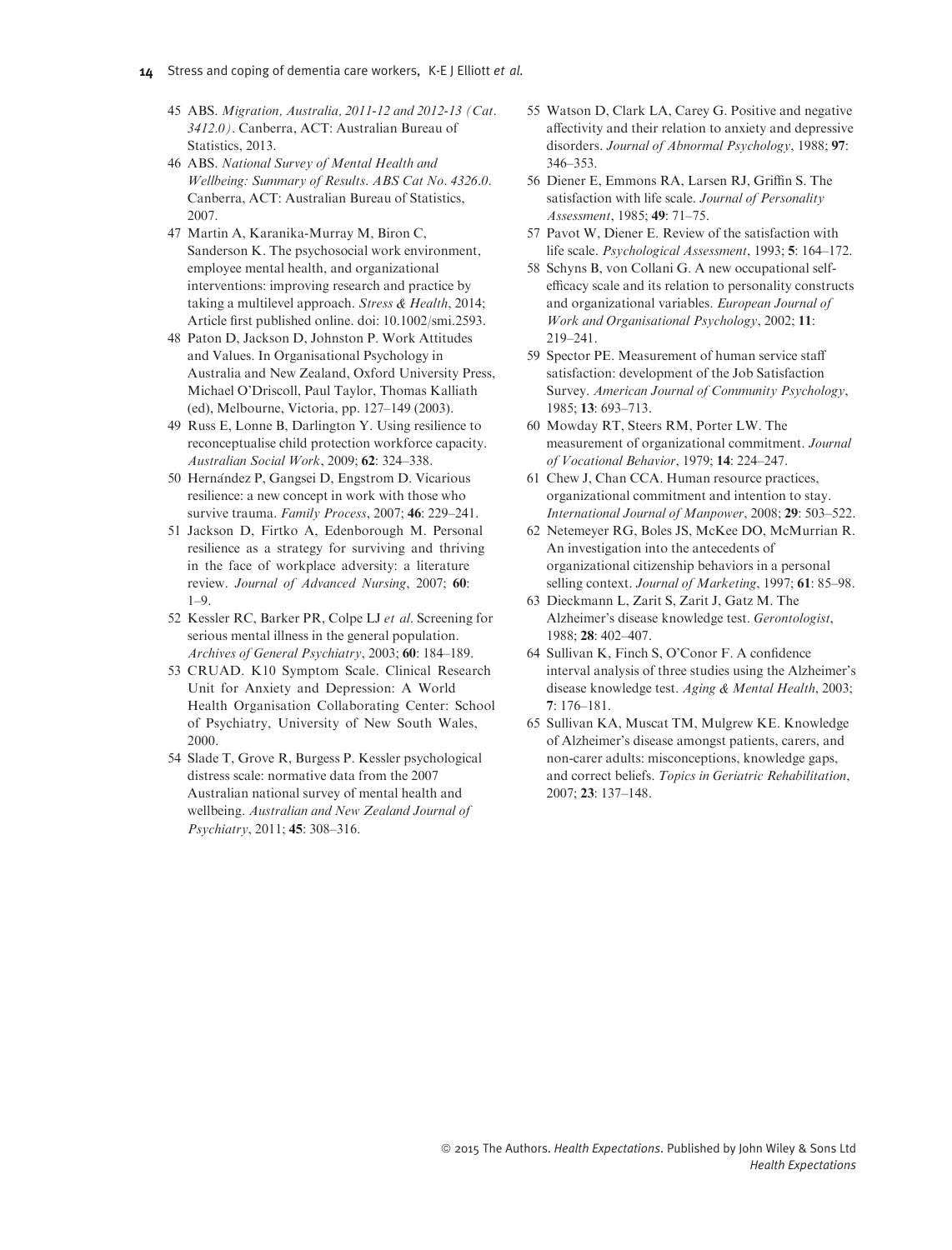45 ABS. *Migration, Australia, 2011-12 and 2012-13 (Cat. 3412.0)*. Canberra, ACT: Australian Bureau of Statistics, 2013.

46 ABS. *National Survey of Mental Health and Wellbeing: Summary of Results. ABS Cat No. 4326.0*. Canberra, ACT: Australian Bureau of Statistics, 2007.

47 Martin A, Karanika-Murray M, Biron C, Sanderson K. The psychosocial work environment, employee mental health, and organizational interventions: improving research and practice by taking a multilevel approach. *Stress & Health*, 2014; Article first published online. doi: 10.1002/smi.2593.

48 Paton D, Jackson D, Johnston P. Work Attitudes and Values. In Organisational Psychology in Australia and New Zealand, Oxford University Press, Michael O'Driscoll, Paul Taylor, Thomas Kalliath (ed), Melbourne, Victoria, pp. 127–149 (2003).

49 Russ E, Lonne B, Darlington Y. Using resilience to reconceptualise child protection workforce capacity. *Australian Social Work*, 2009; **62**: 324–338.

50 Hernández P, Gangsei D, Engstrom D. Vicarious resilience: a new concept in work with those who survive trauma. *Family Process*, 2007; **46**: 229–241.

51 Jackson D, Firtko A, Edenborough M. Personal resilience as a strategy for surviving and thriving in the face of workplace adversity: a literature review. *Journal of Advanced Nursing*, 2007; **60**: 1–9.

52 Kessler RC, Barker PR, Colpe LJ *et al*. Screening for serious mental illness in the general population. *Archives of General Psychiatry*, 2003; **60**: 184–189.

53 CRUAD. K10 Symptom Scale. Clinical Research Unit for Anxiety and Depression: A World Health Organisation Collaborating Center: School of Psychiatry, University of New South Wales, 2000.

54 Slade T, Grove R, Burgess P. Kessler psychological distress scale: normative data from the 2007 Australian national survey of mental health and wellbeing. *Australian and New Zealand Journal of Psychiatry*, 2011; **45**: 308–316.

55 Watson D, Clark LA, Carey G. Positive and negative affectivity and their relation to anxiety and depressive disorders. *Journal of Abnormal Psychology*, 1988; **97**: 346–353.

56 Diener E, Emmons RA, Larsen RJ, Griffin S. The satisfaction with life scale. *Journal of Personality Assessment*, 1985; **49**: 71–75.

57 Pavot W, Diener E. Review of the satisfaction with life scale. *Psychological Assessment*, 1993; **5**: 164–172.

58 Schyns B, von Collani G. A new occupational self-efficacy scale and its relation to personality constructs and organizational variables. *European Journal of Work and Organisational Psychology*, 2002; **11**: 219–241.

59 Spector PE. Measurement of human service staff satisfaction: development of the Job Satisfaction Survey. *American Journal of Community Psychology*, 1985; **13**: 693–713.

60 Mowday RT, Steers RM, Porter LW. The measurement of organizational commitment. *Journal of Vocational Behavior*, 1979; **14**: 224–247.

61 Chew J, Chan CCA. Human resource practices, organizational commitment and intention to stay. *International Journal of Manpower*, 2008; **29**: 503–522.

62 Netemeyer RG, Boles JS, McKee DO, McMurrian R. An investigation into the antecedents of organizational citizenship behaviors in a personal selling context. *Journal of Marketing*, 1997; **61**: 85–98.

63 Dieckmann L, Zarit S, Zarit J, Gatz M. The Alzheimer's disease knowledge test. *Gerontologist*, 1988; **28**: 402–407.

64 Sullivan K, Finch S, O'Conor F. A confidence interval analysis of three studies using the Alzheimer's disease knowledge test. *Aging & Mental Health*, 2003; **7**: 176–181.

65 Sullivan KA, Muscat TM, Mulgrew KE. Knowledge of Alzheimer's disease amongst patients, carers, and non-carer adults: misconceptions, knowledge gaps, and correct beliefs. *Topics in Geriatric Rehabilitation*, 2007; **23**: 137–148.